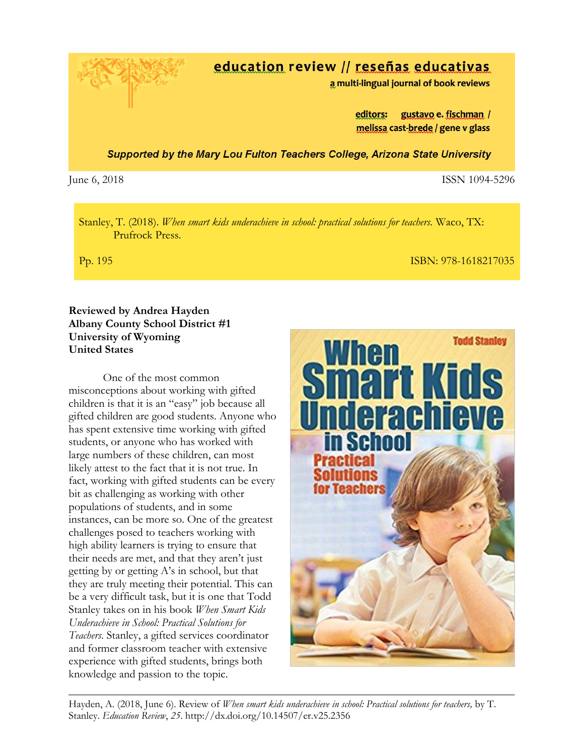**education review // reseñas educativas**
**a multi-lingual journal of book reviews**

**editors: gustavo e. fischman / melissa cast-brede / gene v glass**

***Supported by the Mary Lou Fulton Teachers College, Arizona State University***

June 6, 2018 ISSN 1094-5296

Stanley, T. (2018). *When smart kids underachieve in school: practical solutions for teachers.* Waco, TX: Prufrock Press.

Pp. 195 ISBN: 978-1618217035

**Reviewed by Andrea Hayden**
**Albany County School District #1**
**University of Wyoming**
**United States**

One of the most common misconceptions about working with gifted children is that it is an "easy" job because all gifted children are good students. Anyone who has spent extensive time working with gifted students, or anyone who has worked with large numbers of these children, can most likely attest to the fact that it is not true. In fact, working with gifted students can be every bit as challenging as working with other populations of students, and in some instances, can be more so. One of the greatest challenges posed to teachers working with high ability learners is trying to ensure that their needs are met, and that they aren't just getting by or getting A's in school, but that they are truly meeting their potential. This can be a very difficult task, but it is one that Todd Stanley takes on in his book *When Smart Kids Underachieve in School: Practical Solutions for Teachers*. Stanley, a gifted services coordinator and former classroom teacher with extensive experience with gifted students, brings both knowledge and passion to the topic.

Hayden, A. (2018, June 6). Review of *When smart kids underachieve in school: Practical solutions for teachers,* by T. Stanley. *Education Review*, *25*. http://dx.doi.org/10.14507/er.v25.2356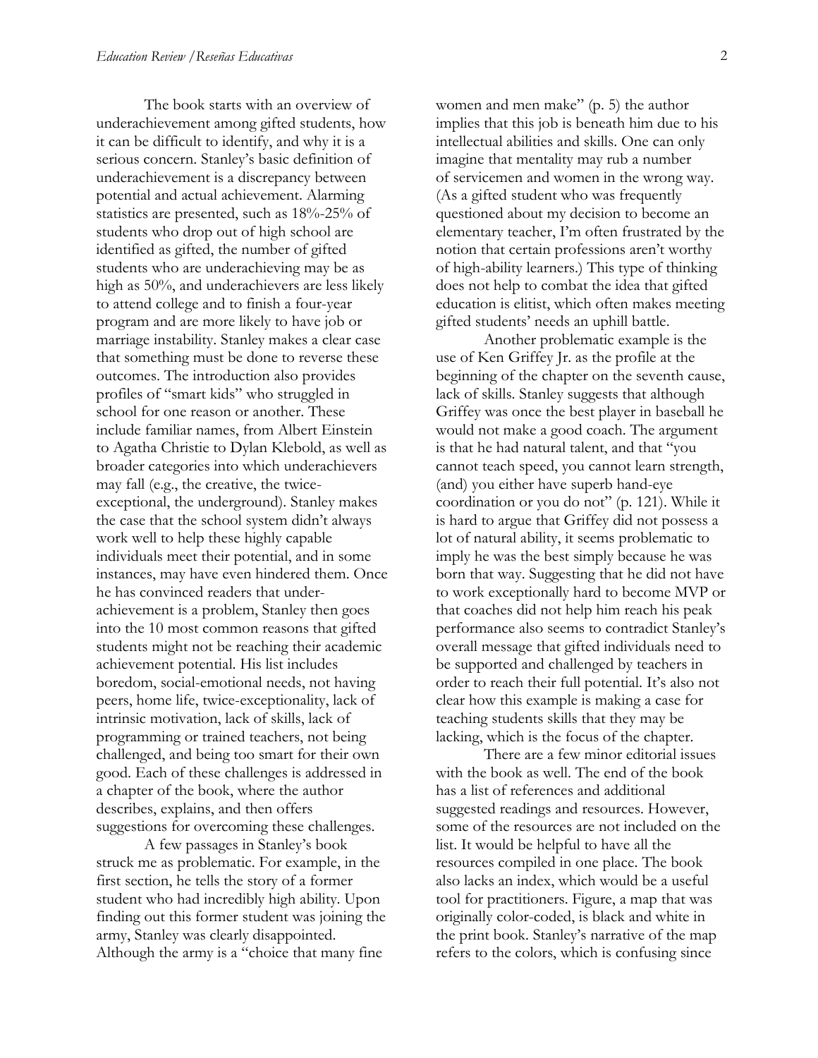The book starts with an overview of underachievement among gifted students, how it can be difficult to identify, and why it is a serious concern. Stanley's basic definition of underachievement is a discrepancy between potential and actual achievement. Alarming statistics are presented, such as 18%-25% of students who drop out of high school are identified as gifted, the number of gifted students who are underachieving may be as high as 50%, and underachievers are less likely to attend college and to finish a four-year program and are more likely to have job or marriage instability. Stanley makes a clear case that something must be done to reverse these outcomes. The introduction also provides profiles of "smart kids" who struggled in school for one reason or another. These include familiar names, from Albert Einstein to Agatha Christie to Dylan Klebold, as well as broader categories into which underachievers may fall (e.g., the creative, the twice-exceptional, the underground). Stanley makes the case that the school system didn't always work well to help these highly capable individuals meet their potential, and in some instances, may have even hindered them. Once he has convinced readers that under-achievement is a problem, Stanley then goes into the 10 most common reasons that gifted students might not be reaching their academic achievement potential. His list includes boredom, social-emotional needs, not having peers, home life, twice-exceptionality, lack of intrinsic motivation, lack of skills, lack of programming or trained teachers, not being challenged, and being too smart for their own good. Each of these challenges is addressed in a chapter of the book, where the author describes, explains, and then offers suggestions for overcoming these challenges.

A few passages in Stanley's book struck me as problematic. For example, in the first section, he tells the story of a former student who had incredibly high ability. Upon finding out this former student was joining the army, Stanley was clearly disappointed. Although the army is a "choice that many fine women and men make" (p. 5) the author implies that this job is beneath him due to his intellectual abilities and skills. One can only imagine that mentality may rub a number of servicemen and women in the wrong way. (As a gifted student who was frequently questioned about my decision to become an elementary teacher, I'm often frustrated by the notion that certain professions aren't worthy of high-ability learners.) This type of thinking does not help to combat the idea that gifted education is elitist, which often makes meeting gifted students' needs an uphill battle.

Another problematic example is the use of Ken Griffey Jr. as the profile at the beginning of the chapter on the seventh cause, lack of skills. Stanley suggests that although Griffey was once the best player in baseball he would not make a good coach. The argument is that he had natural talent, and that "you cannot teach speed, you cannot learn strength, (and) you either have superb hand-eye coordination or you do not" (p. 121). While it is hard to argue that Griffey did not possess a lot of natural ability, it seems problematic to imply he was the best simply because he was born that way. Suggesting that he did not have to work exceptionally hard to become MVP or that coaches did not help him reach his peak performance also seems to contradict Stanley's overall message that gifted individuals need to be supported and challenged by teachers in order to reach their full potential. It's also not clear how this example is making a case for teaching students skills that they may be lacking, which is the focus of the chapter.

There are a few minor editorial issues with the book as well. The end of the book has a list of references and additional suggested readings and resources. However, some of the resources are not included on the list. It would be helpful to have all the resources compiled in one place. The book also lacks an index, which would be a useful tool for practitioners. Figure, a map that was originally color-coded, is black and white in the print book. Stanley's narrative of the map refers to the colors, which is confusing since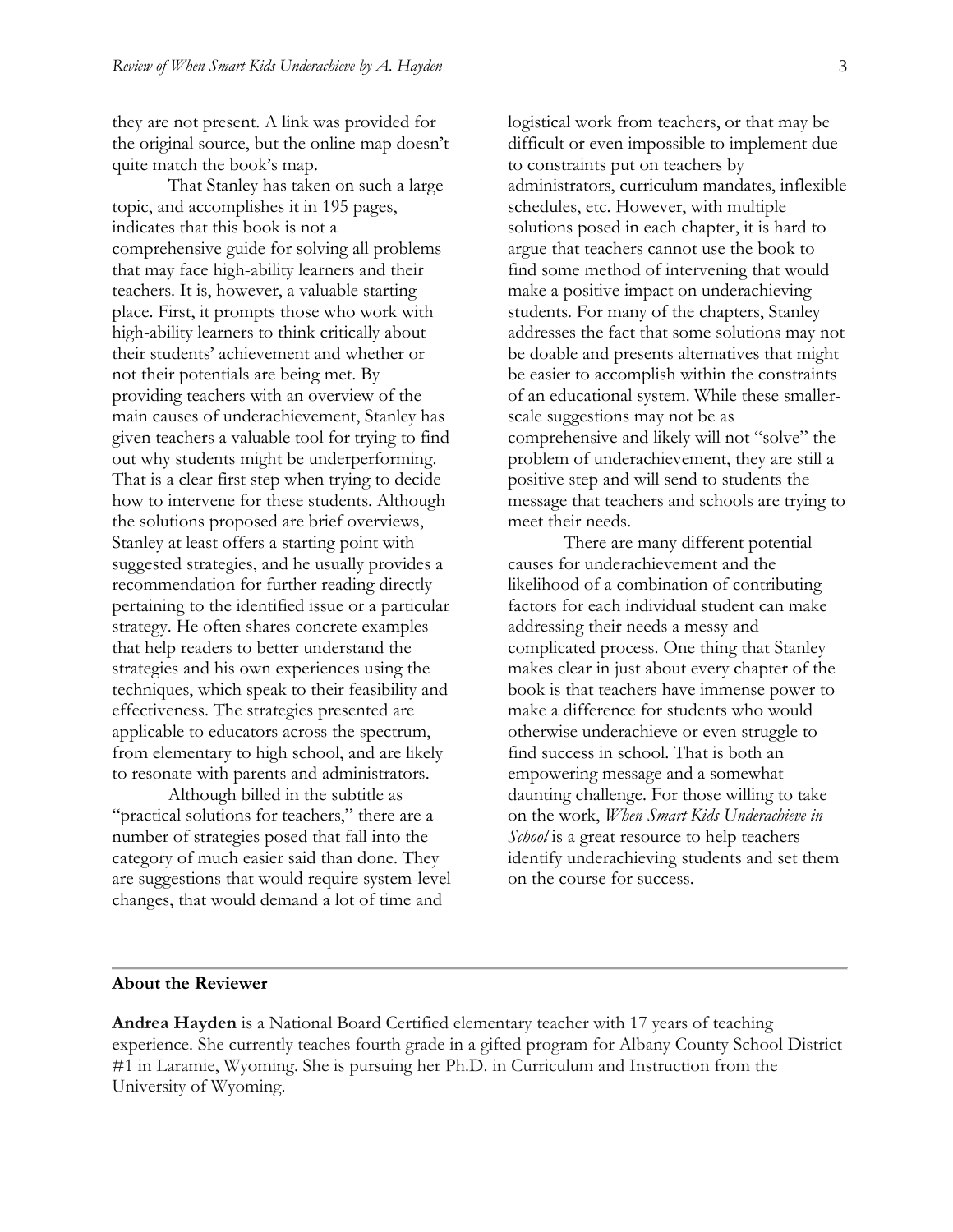they are not present. A link was provided for the original source, but the online map doesn't quite match the book's map.

That Stanley has taken on such a large topic, and accomplishes it in 195 pages, indicates that this book is not a comprehensive guide for solving all problems that may face high-ability learners and their teachers. It is, however, a valuable starting place. First, it prompts those who work with high-ability learners to think critically about their students' achievement and whether or not their potentials are being met. By providing teachers with an overview of the main causes of underachievement, Stanley has given teachers a valuable tool for trying to find out why students might be underperforming. That is a clear first step when trying to decide how to intervene for these students. Although the solutions proposed are brief overviews, Stanley at least offers a starting point with suggested strategies, and he usually provides a recommendation for further reading directly pertaining to the identified issue or a particular strategy. He often shares concrete examples that help readers to better understand the strategies and his own experiences using the techniques, which speak to their feasibility and effectiveness. The strategies presented are applicable to educators across the spectrum, from elementary to high school, and are likely to resonate with parents and administrators.

Although billed in the subtitle as "practical solutions for teachers," there are a number of strategies posed that fall into the category of much easier said than done. They are suggestions that would require system-level changes, that would demand a lot of time and logistical work from teachers, or that may be difficult or even impossible to implement due to constraints put on teachers by administrators, curriculum mandates, inflexible schedules, etc. However, with multiple solutions posed in each chapter, it is hard to argue that teachers cannot use the book to find some method of intervening that would make a positive impact on underachieving students. For many of the chapters, Stanley addresses the fact that some solutions may not be doable and presents alternatives that might be easier to accomplish within the constraints of an educational system. While these smaller-scale suggestions may not be as comprehensive and likely will not "solve" the problem of underachievement, they are still a positive step and will send to students the message that teachers and schools are trying to meet their needs.

There are many different potential causes for underachievement and the likelihood of a combination of contributing factors for each individual student can make addressing their needs a messy and complicated process. One thing that Stanley makes clear in just about every chapter of the book is that teachers have immense power to make a difference for students who would otherwise underachieve or even struggle to find success in school. That is both an empowering message and a somewhat daunting challenge. For those willing to take on the work, *When Smart Kids Underachieve in School* is a great resource to help teachers identify underachieving students and set them on the course for success.

---

**About the Reviewer**

**Andrea Hayden** is a National Board Certified elementary teacher with 17 years of teaching experience. She currently teaches fourth grade in a gifted program for Albany County School District #1 in Laramie, Wyoming. She is pursuing her Ph.D. in Curriculum and Instruction from the University of Wyoming.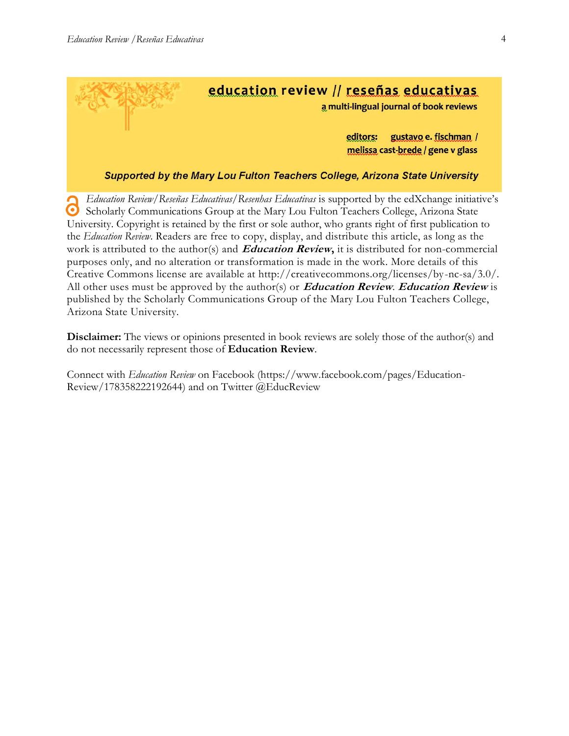**education review // reseñas educativas**

**a multi-lingual journal of book reviews**

**editors: gustavo e. fischman / melissa cast-brede / gene v glass**

***Supported by the Mary Lou Fulton Teachers College, Arizona State University***

*Education Review/Reseñas Educativas/Resenhas Educativas* is supported by the edXchange initiative's Scholarly Communications Group at the Mary Lou Fulton Teachers College, Arizona State University. Copyright is retained by the first or sole author, who grants right of first publication to the *Education Review*. Readers are free to copy, display, and distribute this article, as long as the work is attributed to the author(s) and ***Education Review***, it is distributed for non-commercial purposes only, and no alteration or transformation is made in the work. More details of this Creative Commons license are available at http://creativecommons.org/licenses/by-nc-sa/3.0/. All other uses must be approved by the author(s) or ***Education Review***. ***Education Review*** is published by the Scholarly Communications Group of the Mary Lou Fulton Teachers College, Arizona State University.

**Disclaimer:** The views or opinions presented in book reviews are solely those of the author(s) and do not necessarily represent those of **Education Review**.

Connect with *Education Review* on Facebook (https://www.facebook.com/pages/Education-Review/178358222192644) and on Twitter @EducReview